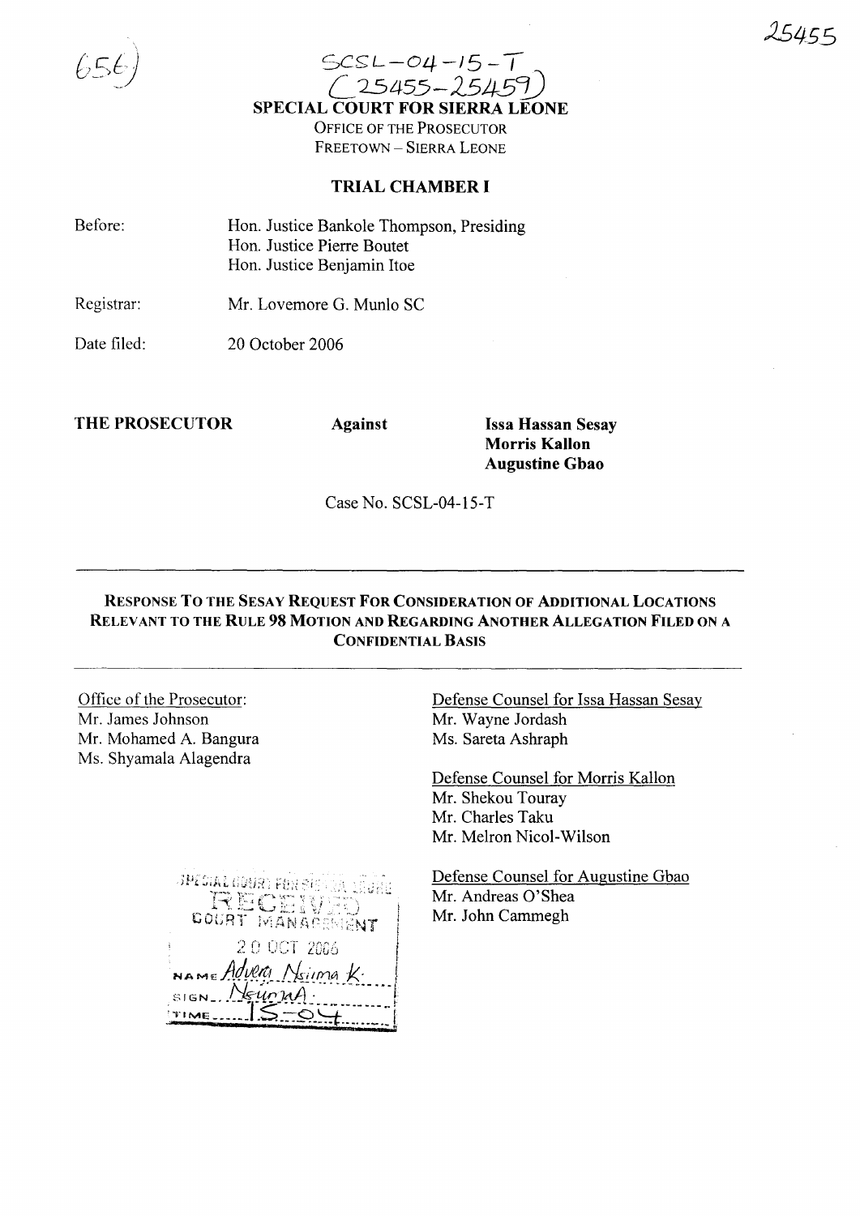SCSL-04-15-T
(25455-25459)

# SPECIAL COURT FOR SIERRA LEONE

OFFICE OF THE PROSECUTOR
FREETOWN – SIERRA LEONE

## TRIAL CHAMBER I

Before: Hon. Justice Bankole Thompson, Presiding
Hon. Justice Pierre Boutet
Hon. Justice Benjamin Itoe

Registrar: Mr. Lovemore G. Munlo SC

Date filed: 20 October 2006

**THE PROSECUTOR** **Against** **Issa Hassan Sesay**
**Morris Kallon**
**Augustine Gbao**

Case No. SCSL-04-15-T

---

**RESPONSE TO THE SESAY REQUEST FOR CONSIDERATION OF ADDITIONAL LOCATIONS RELEVANT TO THE RULE 98 MOTION AND REGARDING ANOTHER ALLEGATION FILED ON A CONFIDENTIAL BASIS**

---

Office of the Prosecutor:
Mr. James Johnson
Mr. Mohamed A. Bangura
Ms. Shyamala Alagendra

Defense Counsel for Issa Hassan Sesay
Mr. Wayne Jordash
Ms. Sareta Ashraph

Defense Counsel for Morris Kallon
Mr. Shekou Touray
Mr. Charles Taku
Mr. Melron Nicol-Wilson

Defense Counsel for Augustine Gbao
Mr. Andreas O'Shea
Mr. John Cammegh

SPECIAL COURT FOR SIERRA LEONE
RECEIVED
COURT MANAGEMENT
20 OCT 2006
NAME Advera Nsiima K.
SIGN Nsuma
TIME 15-04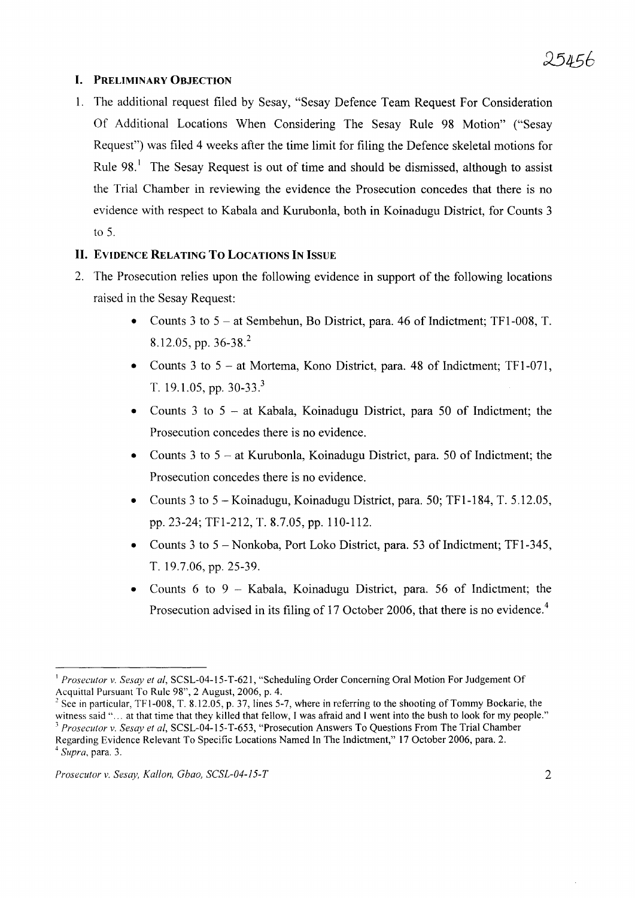## I. Preliminary Objection

1. The additional request filed by Sesay, "Sesay Defence Team Request For Consideration Of Additional Locations When Considering The Sesay Rule 98 Motion" ("Sesay Request") was filed 4 weeks after the time limit for filing the Defence skeletal motions for Rule 98.[1] The Sesay Request is out of time and should be dismissed, although to assist the Trial Chamber in reviewing the evidence the Prosecution concedes that there is no evidence with respect to Kabala and Kurubonla, both in Koinadugu District, for Counts 3 to 5.

## II. Evidence Relating To Locations In Issue

2. The Prosecution relies upon the following evidence in support of the following locations raised in the Sesay Request:

    - Counts 3 to 5 – at Sembehun, Bo District, para. 46 of Indictment; TF1-008, T. 8.12.05, pp. 36-38.[2]
    - Counts 3 to 5 – at Mortema, Kono District, para. 48 of Indictment; TF1-071, T. 19.1.05, pp. 30-33.[3]
    - Counts 3 to 5 – at Kabala, Koinadugu District, para 50 of Indictment; the Prosecution concedes there is no evidence.
    - Counts 3 to 5 – at Kurubonla, Koinadugu District, para. 50 of Indictment; the Prosecution concedes there is no evidence.
    - Counts 3 to 5 – Koinadugu, Koinadugu District, para. 50; TF1-184, T. 5.12.05, pp. 23-24; TF1-212, T. 8.7.05, pp. 110-112.
    - Counts 3 to 5 – Nonkoba, Port Loko District, para. 53 of Indictment; TF1-345, T. 19.7.06, pp. 25-39.
    - Counts 6 to 9 – Kabala, Koinadugu District, para. 56 of Indictment; the Prosecution advised in its filing of 17 October 2006, that there is no evidence.[4]

---

[1] *Prosecutor v. Sesay et al*, SCSL-04-15-T-621, "Scheduling Order Concerning Oral Motion For Judgement Of Acquittal Pursuant To Rule 98", 2 August, 2006, p. 4.

[2] See in particular, TF1-008, T. 8.12.05, p. 37, lines 5-7, where in referring to the shooting of Tommy Bockarie, the witness said "… at that time that they killed that fellow, I was afraid and I went into the bush to look for my people."

[3] *Prosecutor v. Sesay et al*, SCSL-04-15-T-653, "Prosecution Answers To Questions From The Trial Chamber Regarding Evidence Relevant To Specific Locations Named In The Indictment," 17 October 2006, para. 2.

[4] *Supra*, para. 3.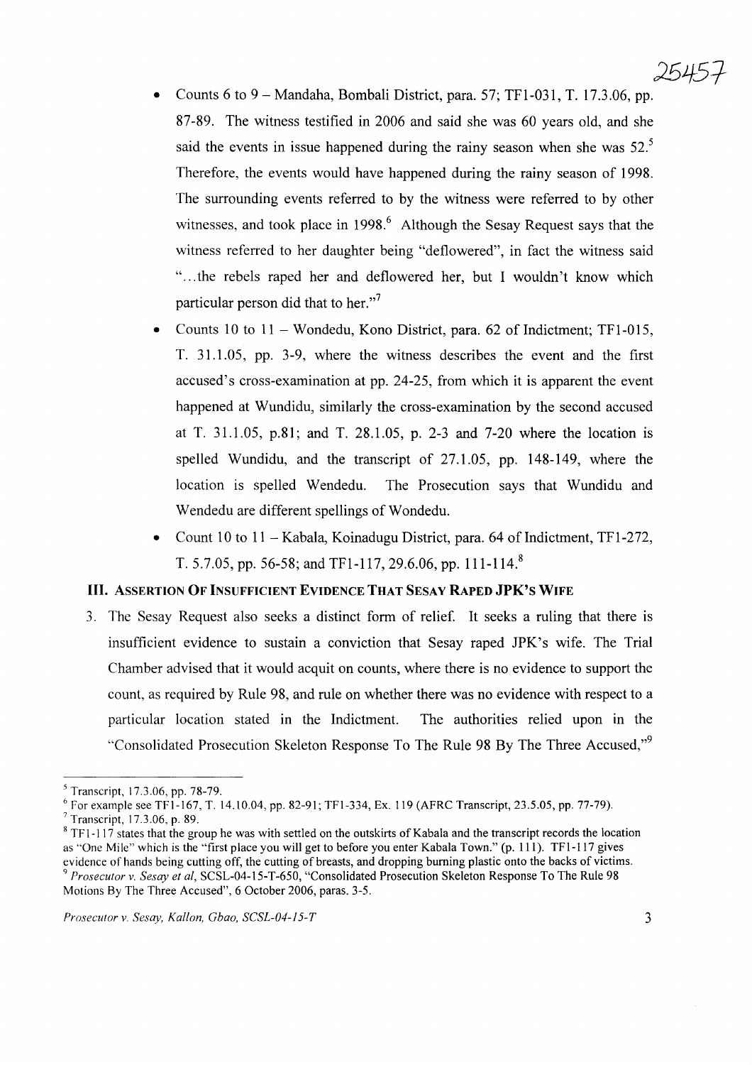- Counts 6 to 9 – Mandaha, Bombali District, para. 57; TF1-031, T. 17.3.06, pp. 87-89. The witness testified in 2006 and said she was 60 years old, and she said the events in issue happened during the rainy season when she was 52.[5] Therefore, the events would have happened during the rainy season of 1998. The surrounding events referred to by the witness were referred to by other witnesses, and took place in 1998.[6] Although the Sesay Request says that the witness referred to her daughter being "deflowered", in fact the witness said "...the rebels raped her and deflowered her, but I wouldn't know which particular person did that to her."[7]
- Counts 10 to 11 – Wondedu, Kono District, para. 62 of Indictment; TF1-015, T. 31.1.05, pp. 3-9, where the witness describes the event and the first accused's cross-examination at pp. 24-25, from which it is apparent the event happened at Wundidu, similarly the cross-examination by the second accused at T. 31.1.05, p.81; and T. 28.1.05, p. 2-3 and 7-20 where the location is spelled Wundidu, and the transcript of 27.1.05, pp. 148-149, where the location is spelled Wendedu. The Prosecution says that Wundidu and Wendedu are different spellings of Wondedu.
- Count 10 to 11 – Kabala, Koinadugu District, para. 64 of Indictment, TF1-272, T. 5.7.05, pp. 56-58; and TF1-117, 29.6.06, pp. 111-114.[8]

## III. Assertion Of Insufficient Evidence That Sesay Raped JPK's Wife

3. The Sesay Request also seeks a distinct form of relief. It seeks a ruling that there is insufficient evidence to sustain a conviction that Sesay raped JPK's wife. The Trial Chamber advised that it would acquit on counts, where there is no evidence to support the count, as required by Rule 98, and rule on whether there was no evidence with respect to a particular location stated in the Indictment. The authorities relied upon in the "Consolidated Prosecution Skeleton Response To The Rule 98 By The Three Accused,"[9]

---

[5] Transcript, 17.3.06, pp. 78-79.

[6] For example see TF1-167, T. 14.10.04, pp. 82-91; TF1-334, Ex. 119 (AFRC Transcript, 23.5.05, pp. 77-79).

[7] Transcript, 17.3.06, p. 89.

[8] TF1-117 states that the group he was with settled on the outskirts of Kabala and the transcript records the location as "One Mile" which is the "first place you will get to before you enter Kabala Town." (p. 111). TF1-117 gives evidence of hands being cutting off, the cutting of breasts, and dropping burning plastic onto the backs of victims.

[9] *Prosecutor v. Sesay et al*, SCSL-04-15-T-650, "Consolidated Prosecution Skeleton Response To The Rule 98 Motions By The Three Accused", 6 October 2006, paras. 3-5.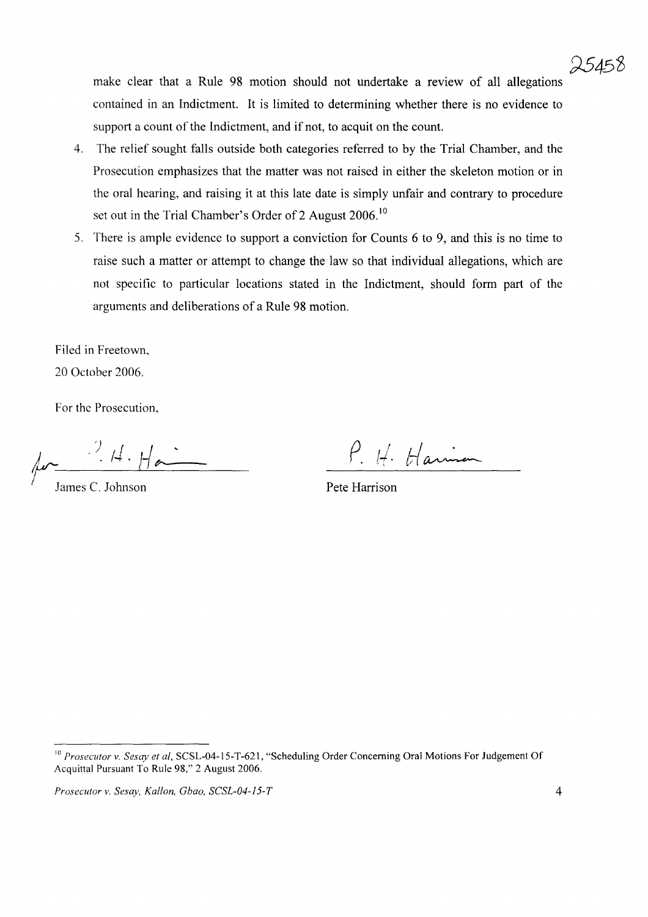make clear that a Rule 98 motion should not undertake a review of all allegations contained in an Indictment. It is limited to determining whether there is no evidence to support a count of the Indictment, and if not, to acquit on the count.

4. The relief sought falls outside both categories referred to by the Trial Chamber, and the Prosecution emphasizes that the matter was not raised in either the skeleton motion or in the oral hearing, and raising it at this late date is simply unfair and contrary to procedure set out in the Trial Chamber's Order of 2 August 2006.[10]

5. There is ample evidence to support a conviction for Counts 6 to 9, and this is no time to raise such a matter or attempt to change the law so that individual allegations, which are not specific to particular locations stated in the Indictment, should form part of the arguments and deliberations of a Rule 98 motion.

Filed in Freetown,

20 October 2006.

For the Prosecution,

| | |
|---|---|
| James C. Johnson | Pete Harrison |

---

[10] *Prosecutor v. Sesay et al*, SCSL-04-15-T-621, "Scheduling Order Concerning Oral Motions For Judgement Of Acquittal Pursuant To Rule 98," 2 August 2006.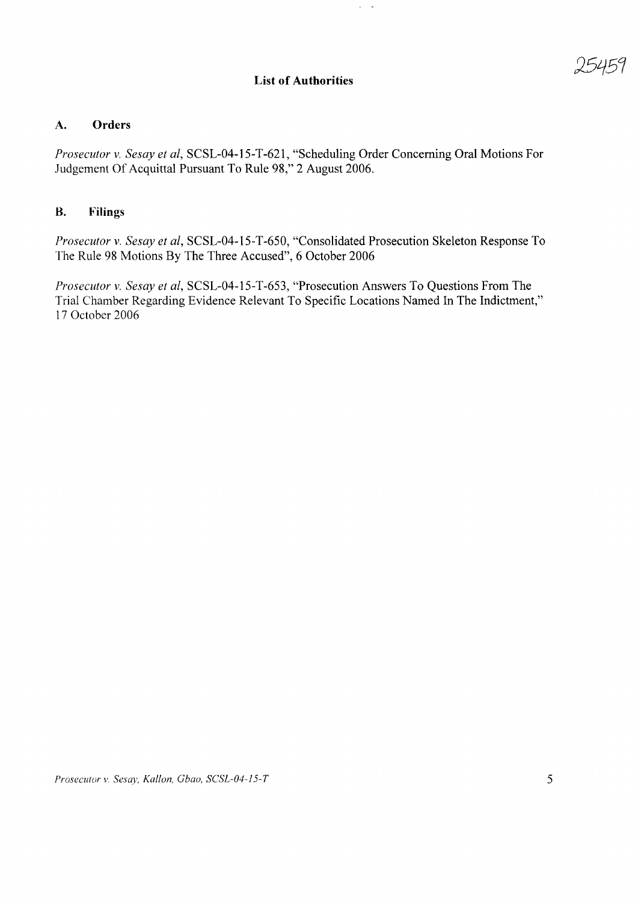## List of Authorities

### A. Orders

*Prosecutor v. Sesay et al*, SCSL-04-15-T-621, "Scheduling Order Concerning Oral Motions For Judgement Of Acquittal Pursuant To Rule 98," 2 August 2006.

### B. Filings

*Prosecutor v. Sesay et al*, SCSL-04-15-T-650, "Consolidated Prosecution Skeleton Response To The Rule 98 Motions By The Three Accused", 6 October 2006

*Prosecutor v. Sesay et al*, SCSL-04-15-T-653, "Prosecution Answers To Questions From The Trial Chamber Regarding Evidence Relevant To Specific Locations Named In The Indictment," 17 October 2006